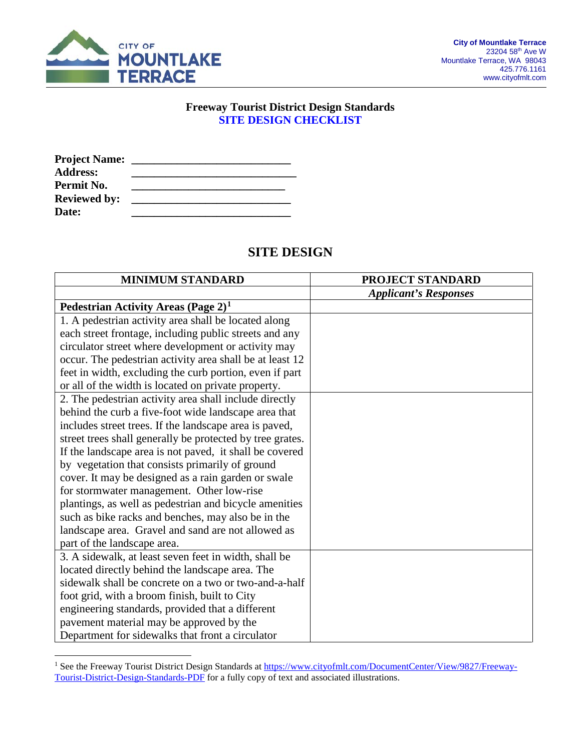City of Mountlake Terrace
23204 58th Ave W
Mountlake Terrace, WA 98043
425.776.1161
www.cityofmlt.com

**Freeway Tourist District Design Standards**
**SITE DESIGN CHECKLIST**

**Project Name:** ___________________________
**Address:** ____________________________
**Permit No.** __________________________
**Reviewed by:** ___________________________
**Date:** ___________________________

## SITE DESIGN

| MINIMUM STANDARD | PROJECT STANDARD |
|---|---|
| | *Applicant's Responses* |
| **Pedestrian Activity Areas (Page 2)**[1] | |
| 1. A pedestrian activity area shall be located along each street frontage, including public streets and any circulator street where development or activity may occur. The pedestrian activity area shall be at least 12 feet in width, excluding the curb portion, even if part or all of the width is located on private property. | |
| 2. The pedestrian activity area shall include directly behind the curb a five-foot wide landscape area that includes street trees. If the landscape area is paved, street trees shall generally be protected by tree grates. If the landscape area is not paved, it shall be covered by vegetation that consists primarily of ground cover. It may be designed as a rain garden or swale for stormwater management. Other low-rise plantings, as well as pedestrian and bicycle amenities such as bike racks and benches, may also be in the landscape area. Gravel and sand are not allowed as part of the landscape area. | |
| 3. A sidewalk, at least seven feet in width, shall be located directly behind the landscape area. The sidewalk shall be concrete on a two or two-and-a-half foot grid, with a broom finish, built to City engineering standards, provided that a different pavement material may be approved by the Department for sidewalks that front a circulator | |

[1] See the Freeway Tourist District Design Standards at https://www.cityofmlt.com/DocumentCenter/View/9827/Freeway-Tourist-District-Design-Standards-PDF for a fully copy of text and associated illustrations.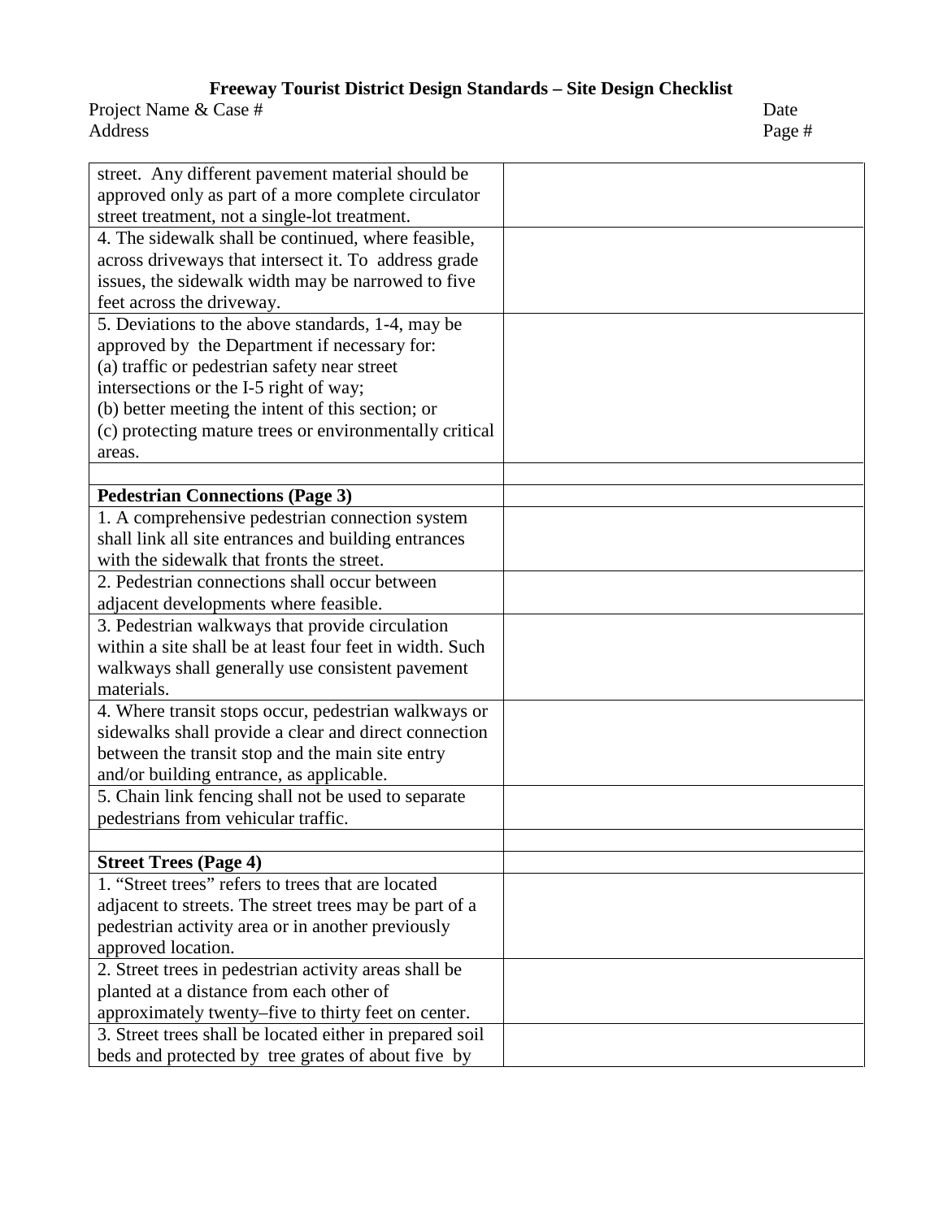# Freeway Tourist District Design Standards – Site Design Checklist

Project Name & Case # Date
Address Page #

| | |
|---|---|
| street. Any different pavement material should be approved only as part of a more complete circulator street treatment, not a single-lot treatment. | |
| 4. The sidewalk shall be continued, where feasible, across driveways that intersect it. To address grade issues, the sidewalk width may be narrowed to five feet across the driveway. | |
| 5. Deviations to the above standards, 1-4, may be approved by the Department if necessary for: (a) traffic or pedestrian safety near street intersections or the I-5 right of way; (b) better meeting the intent of this section; or (c) protecting mature trees or environmentally critical areas. | |
| | |
| **Pedestrian Connections (Page 3)** | |
| 1. A comprehensive pedestrian connection system shall link all site entrances and building entrances with the sidewalk that fronts the street. | |
| 2. Pedestrian connections shall occur between adjacent developments where feasible. | |
| 3. Pedestrian walkways that provide circulation within a site shall be at least four feet in width. Such walkways shall generally use consistent pavement materials. | |
| 4. Where transit stops occur, pedestrian walkways or sidewalks shall provide a clear and direct connection between the transit stop and the main site entry and/or building entrance, as applicable. | |
| 5. Chain link fencing shall not be used to separate pedestrians from vehicular traffic. | |
| | |
| **Street Trees (Page 4)** | |
| 1. "Street trees" refers to trees that are located adjacent to streets. The street trees may be part of a pedestrian activity area or in another previously approved location. | |
| 2. Street trees in pedestrian activity areas shall be planted at a distance from each other of approximately twenty–five to thirty feet on center. | |
| 3. Street trees shall be located either in prepared soil beds and protected by tree grates of about five by | |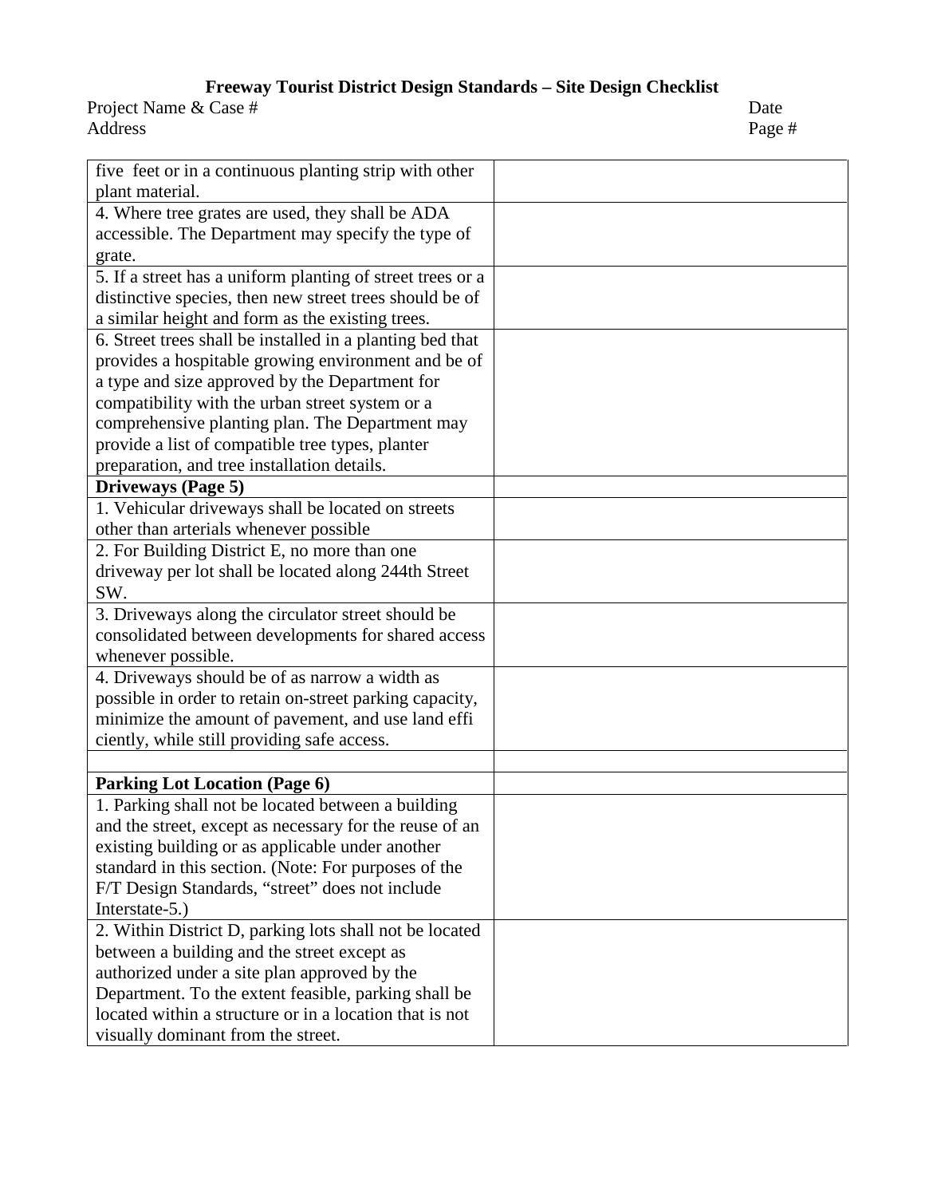| | |
|---|---|
| five feet or in a continuous planting strip with other plant material. | |
| 4. Where tree grates are used, they shall be ADA accessible. The Department may specify the type of grate. | |
| 5. If a street has a uniform planting of street trees or a distinctive species, then new street trees should be of a similar height and form as the existing trees. | |
| 6. Street trees shall be installed in a planting bed that provides a hospitable growing environment and be of a type and size approved by the Department for compatibility with the urban street system or a comprehensive planting plan. The Department may provide a list of compatible tree types, planter preparation, and tree installation details. | |
| **Driveways (Page 5)** | |
| 1. Vehicular driveways shall be located on streets other than arterials whenever possible | |
| 2. For Building District E, no more than one driveway per lot shall be located along 244th Street SW. | |
| 3. Driveways along the circulator street should be consolidated between developments for shared access whenever possible. | |
| 4. Driveways should be of as narrow a width as possible in order to retain on-street parking capacity, minimize the amount of pavement, and use land effi ciently, while still providing safe access. | |
| | |
| **Parking Lot Location (Page 6)** | |
| 1. Parking shall not be located between a building and the street, except as necessary for the reuse of an existing building or as applicable under another standard in this section. (Note: For purposes of the F/T Design Standards, "street" does not include Interstate-5.) | |
| 2. Within District D, parking lots shall not be located between a building and the street except as authorized under a site plan approved by the Department. To the extent feasible, parking shall be located within a structure or in a location that is not visually dominant from the street. | |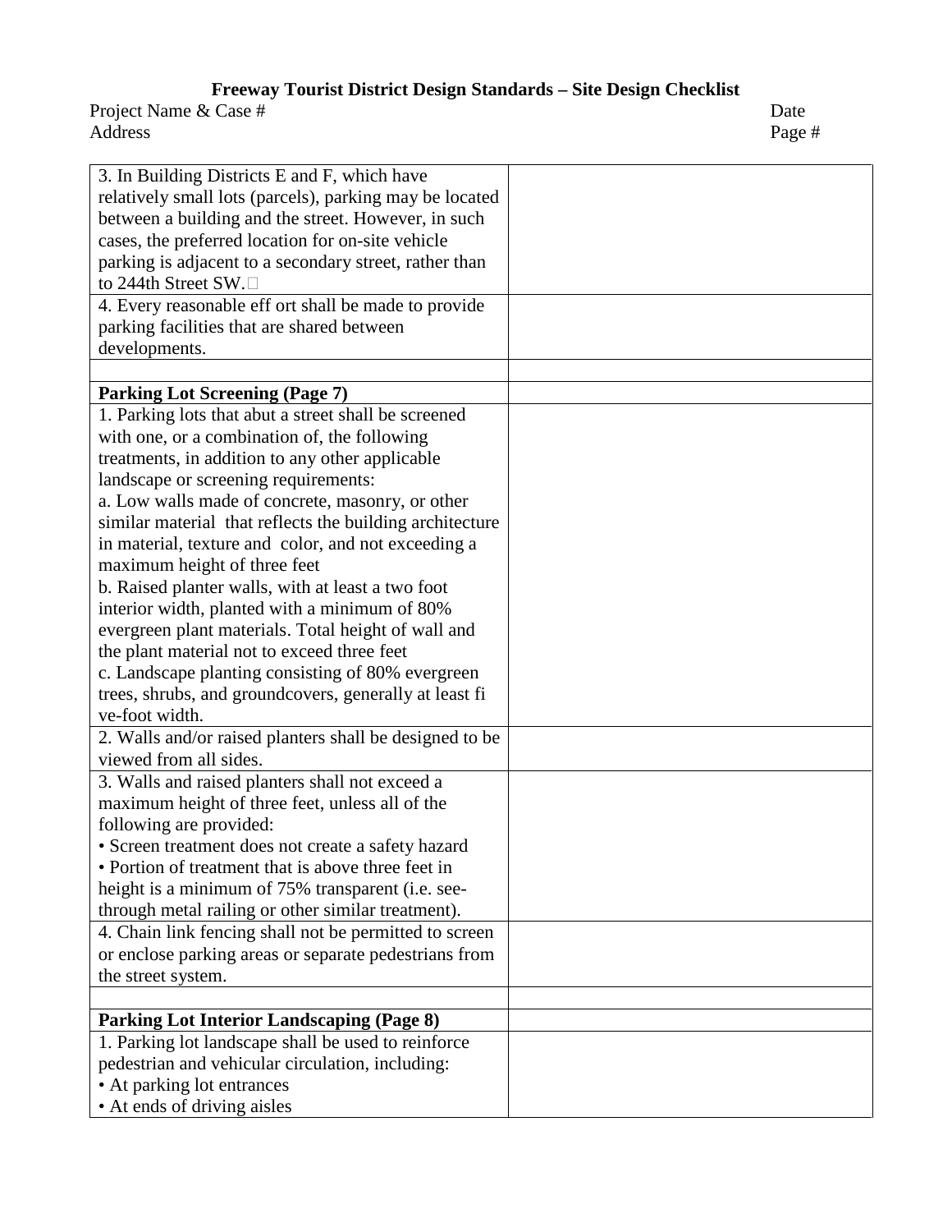# Freeway Tourist District Design Standards – Site Design Checklist

Project Name & Case # Date
Address Page #

| | |
|---|---|
| 3. In Building Districts E and F, which have relatively small lots (parcels), parking may be located between a building and the street. However, in such cases, the preferred location for on-site vehicle parking is adjacent to a secondary street, rather than to 244th Street SW. | |
| 4. Every reasonable eff ort shall be made to provide parking facilities that are shared between developments. | |
| | |
| **Parking Lot Screening (Page 7)** | |
| 1. Parking lots that abut a street shall be screened with one, or a combination of, the following treatments, in addition to any other applicable landscape or screening requirements:<br>a. Low walls made of concrete, masonry, or other similar material that reflects the building architecture in material, texture and color, and not exceeding a maximum height of three feet<br>b. Raised planter walls, with at least a two foot interior width, planted with a minimum of 80% evergreen plant materials. Total height of wall and the plant material not to exceed three feet<br>c. Landscape planting consisting of 80% evergreen trees, shrubs, and groundcovers, generally at least fi ve-foot width. | |
| 2. Walls and/or raised planters shall be designed to be viewed from all sides. | |
| 3. Walls and raised planters shall not exceed a maximum height of three feet, unless all of the following are provided:<br>• Screen treatment does not create a safety hazard<br>• Portion of treatment that is above three feet in height is a minimum of 75% transparent (i.e. see-through metal railing or other similar treatment). | |
| 4. Chain link fencing shall not be permitted to screen or enclose parking areas or separate pedestrians from the street system. | |
| | |
| **Parking Lot Interior Landscaping (Page 8)** | |
| 1. Parking lot landscape shall be used to reinforce pedestrian and vehicular circulation, including:<br>• At parking lot entrances<br>• At ends of driving aisles | |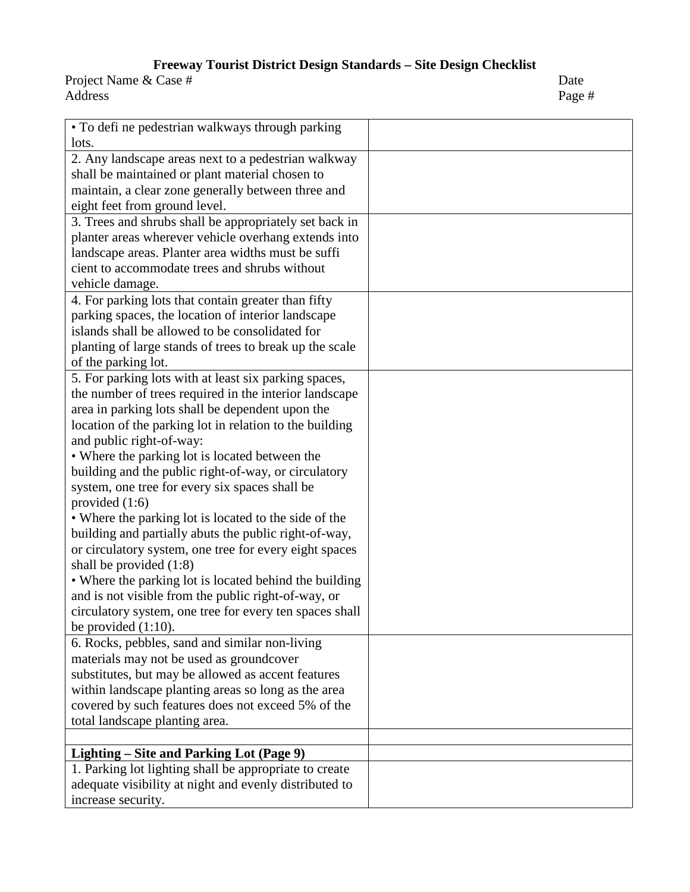**Freeway Tourist District Design Standards – Site Design Checklist**

Project Name & Case # Date
Address Page #

| | |
|---|---|
| • To defi ne pedestrian walkways through parking lots. | |
| 2. Any landscape areas next to a pedestrian walkway shall be maintained or plant material chosen to maintain, a clear zone generally between three and eight feet from ground level. | |
| 3. Trees and shrubs shall be appropriately set back in planter areas wherever vehicle overhang extends into landscape areas. Planter area widths must be suffi cient to accommodate trees and shrubs without vehicle damage. | |
| 4. For parking lots that contain greater than fifty parking spaces, the location of interior landscape islands shall be allowed to be consolidated for planting of large stands of trees to break up the scale of the parking lot. | |
| 5. For parking lots with at least six parking spaces, the number of trees required in the interior landscape area in parking lots shall be dependent upon the location of the parking lot in relation to the building and public right-of-way:<br>• Where the parking lot is located between the building and the public right-of-way, or circulatory system, one tree for every six spaces shall be provided (1:6)<br>• Where the parking lot is located to the side of the building and partially abuts the public right-of-way, or circulatory system, one tree for every eight spaces shall be provided (1:8)<br>• Where the parking lot is located behind the building and is not visible from the public right-of-way, or circulatory system, one tree for every ten spaces shall be provided (1:10). | |
| 6. Rocks, pebbles, sand and similar non-living materials may not be used as groundcover substitutes, but may be allowed as accent features within landscape planting areas so long as the area covered by such features does not exceed 5% of the total landscape planting area. | |
| | |
| **Lighting – Site and Parking Lot (Page 9)** | |
| 1. Parking lot lighting shall be appropriate to create adequate visibility at night and evenly distributed to increase security. | |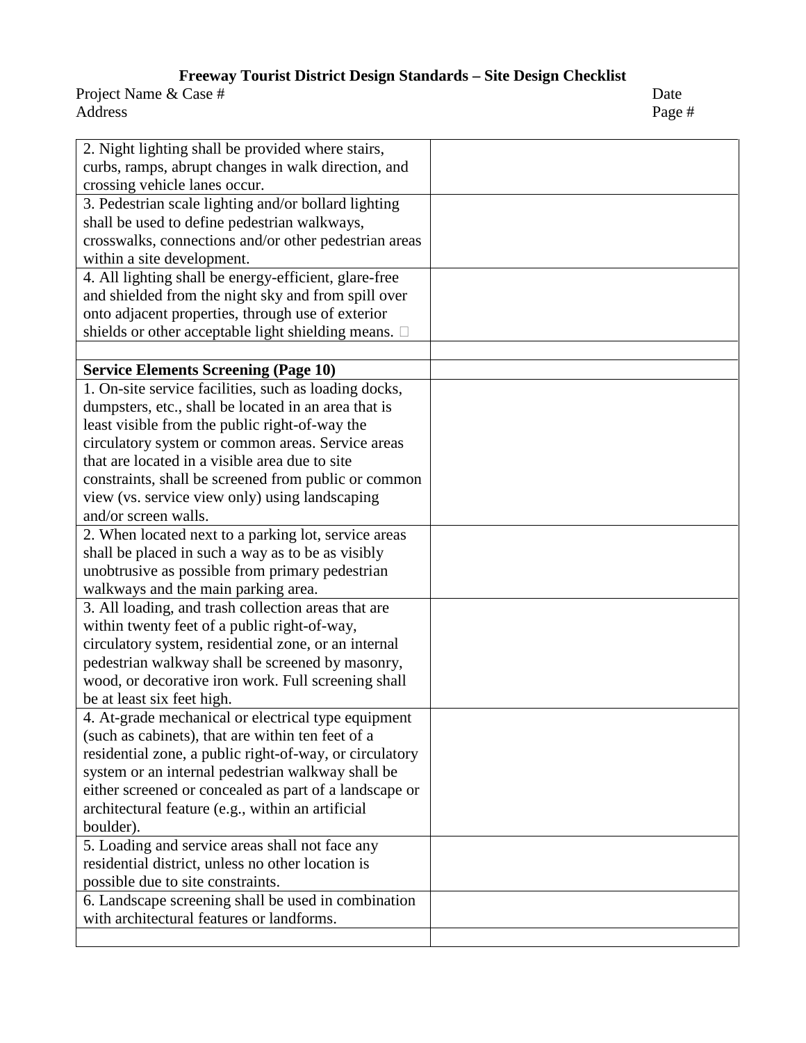**Freeway Tourist District Design Standards – Site Design Checklist**

Project Name & Case # Date

Address Page #

| | |
|---|---|
| 2. Night lighting shall be provided where stairs, curbs, ramps, abrupt changes in walk direction, and crossing vehicle lanes occur. | |
| 3. Pedestrian scale lighting and/or bollard lighting shall be used to define pedestrian walkways, crosswalks, connections and/or other pedestrian areas within a site development. | |
| 4. All lighting shall be energy-efficient, glare-free and shielded from the night sky and from spill over onto adjacent properties, through use of exterior shields or other acceptable light shielding means. | |
| | |
| **Service Elements Screening (Page 10)** | |
| 1. On-site service facilities, such as loading docks, dumpsters, etc., shall be located in an area that is least visible from the public right-of-way the circulatory system or common areas. Service areas that are located in a visible area due to site constraints, shall be screened from public or common view (vs. service view only) using landscaping and/or screen walls. | |
| 2. When located next to a parking lot, service areas shall be placed in such a way as to be as visibly unobtrusive as possible from primary pedestrian walkways and the main parking area. | |
| 3. All loading, and trash collection areas that are within twenty feet of a public right-of-way, circulatory system, residential zone, or an internal pedestrian walkway shall be screened by masonry, wood, or decorative iron work. Full screening shall be at least six feet high. | |
| 4. At-grade mechanical or electrical type equipment (such as cabinets), that are within ten feet of a residential zone, a public right-of-way, or circulatory system or an internal pedestrian walkway shall be either screened or concealed as part of a landscape or architectural feature (e.g., within an artificial boulder). | |
| 5. Loading and service areas shall not face any residential district, unless no other location is possible due to site constraints. | |
| 6. Landscape screening shall be used in combination with architectural features or landforms. | |
| | |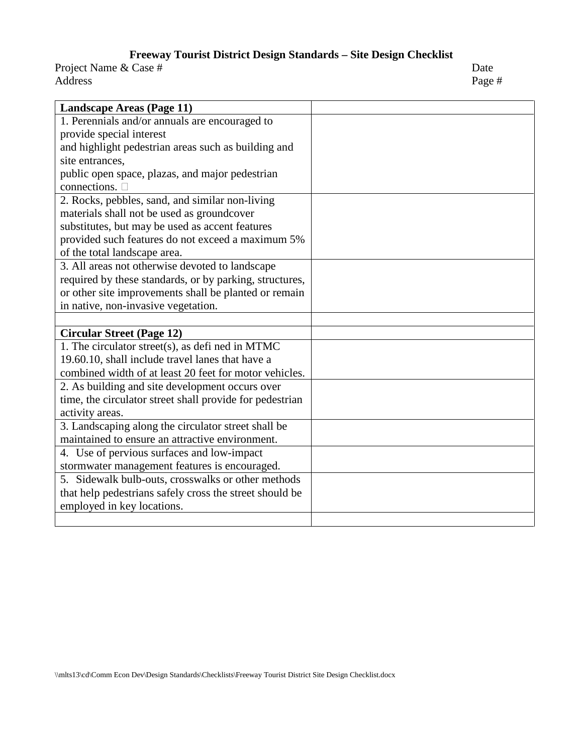**Freeway Tourist District Design Standards – Site Design Checklist**

Project Name & Case # Date

Address Page #

| | |
|---|---|
| **Landscape Areas (Page 11)** | |
| 1. Perennials and/or annuals are encouraged to provide special interest and highlight pedestrian areas such as building and site entrances, public open space, plazas, and major pedestrian connections. □ | |
| 2. Rocks, pebbles, sand, and similar non-living materials shall not be used as groundcover substitutes, but may be used as accent features provided such features do not exceed a maximum 5% of the total landscape area. | |
| 3. All areas not otherwise devoted to landscape required by these standards, or by parking, structures, or other site improvements shall be planted or remain in native, non-invasive vegetation. | |
| | |
| **Circular Street (Page 12)** | |
| 1. The circulator street(s), as defi ned in MTMC 19.60.10, shall include travel lanes that have a combined width of at least 20 feet for motor vehicles. | |
| 2. As building and site development occurs over time, the circulator street shall provide for pedestrian activity areas. | |
| 3. Landscaping along the circulator street shall be maintained to ensure an attractive environment. | |
| 4. Use of pervious surfaces and low-impact stormwater management features is encouraged. | |
| 5. Sidewalk bulb-outs, crosswalks or other methods that help pedestrians safely cross the street should be employed in key locations. | |
| | |